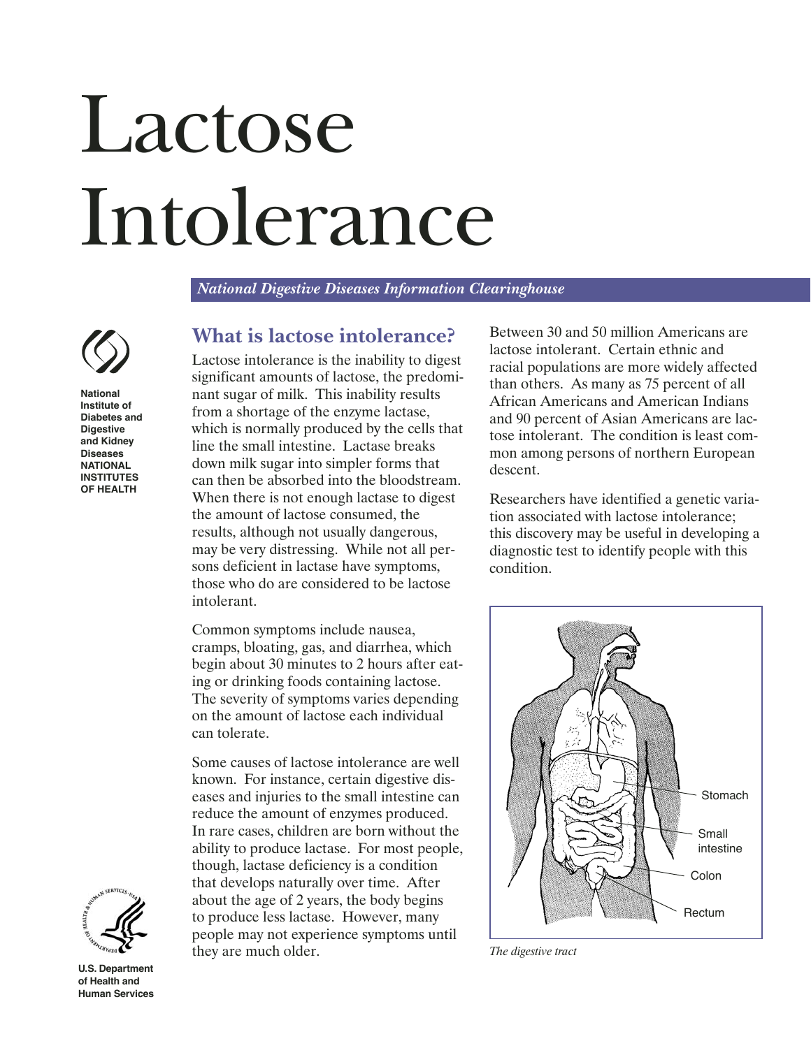# Lactose Intolerance

*National Digestive Diseases Information Clearinghouse*

**National Institute of Diabetes and Digestive and Kidney Diseases**
**NATIONAL INSTITUTES OF HEALTH**

## What is lactose intolerance?

Lactose intolerance is the inability to digest significant amounts of lactose, the predominant sugar of milk. This inability results from a shortage of the enzyme lactase, which is normally produced by the cells that line the small intestine. Lactase breaks down milk sugar into simpler forms that can then be absorbed into the bloodstream. When there is not enough lactase to digest the amount of lactose consumed, the results, although not usually dangerous, may be very distressing. While not all persons deficient in lactase have symptoms, those who do are considered to be lactose intolerant.

Common symptoms include nausea, cramps, bloating, gas, and diarrhea, which begin about 30 minutes to 2 hours after eating or drinking foods containing lactose. The severity of symptoms varies depending on the amount of lactose each individual can tolerate.

Some causes of lactose intolerance are well known. For instance, certain digestive diseases and injuries to the small intestine can reduce the amount of enzymes produced. In rare cases, children are born without the ability to produce lactase. For most people, though, lactase deficiency is a condition that develops naturally over time. After about the age of 2 years, the body begins to produce less lactase. However, many people may not experience symptoms until they are much older.

Between 30 and 50 million Americans are lactose intolerant. Certain ethnic and racial populations are more widely affected than others. As many as 75 percent of all African Americans and American Indians and 90 percent of Asian Americans are lactose intolerant. The condition is least common among persons of northern European descent.

Researchers have identified a genetic variation associated with lactose intolerance; this discovery may be useful in developing a diagnostic test to identify people with this condition.

Stomach

Small intestine

Colon

Rectum

*The digestive tract*

**U.S. Department of Health and Human Services**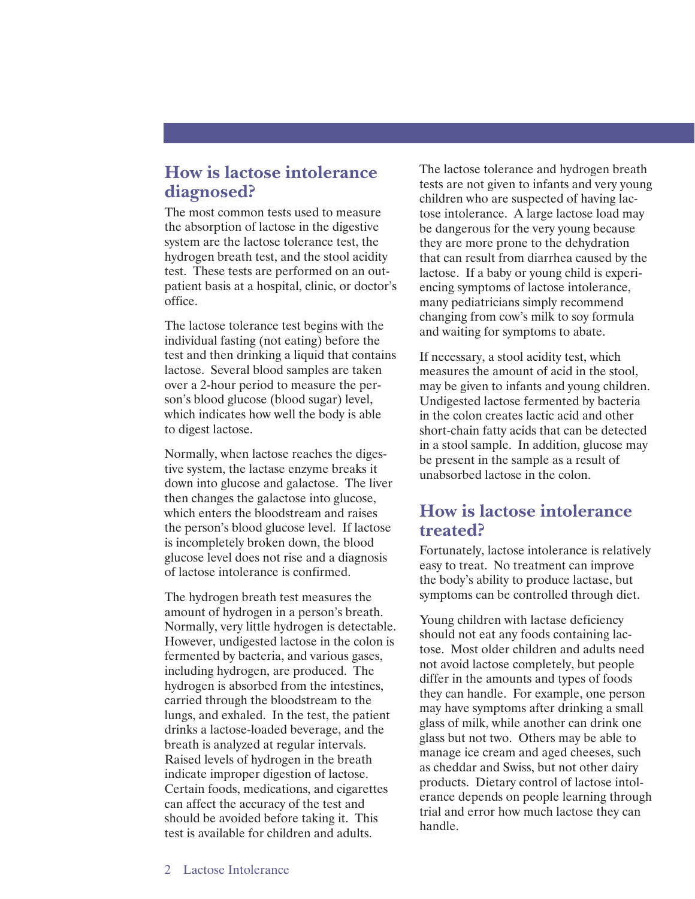## How is lactose intolerance diagnosed?

The most common tests used to measure the absorption of lactose in the digestive system are the lactose tolerance test, the hydrogen breath test, and the stool acidity test. These tests are performed on an outpatient basis at a hospital, clinic, or doctor's office.

The lactose tolerance test begins with the individual fasting (not eating) before the test and then drinking a liquid that contains lactose. Several blood samples are taken over a 2-hour period to measure the person's blood glucose (blood sugar) level, which indicates how well the body is able to digest lactose.

Normally, when lactose reaches the digestive system, the lactase enzyme breaks it down into glucose and galactose. The liver then changes the galactose into glucose, which enters the bloodstream and raises the person's blood glucose level. If lactose is incompletely broken down, the blood glucose level does not rise and a diagnosis of lactose intolerance is confirmed.

The hydrogen breath test measures the amount of hydrogen in a person's breath. Normally, very little hydrogen is detectable. However, undigested lactose in the colon is fermented by bacteria, and various gases, including hydrogen, are produced. The hydrogen is absorbed from the intestines, carried through the bloodstream to the lungs, and exhaled. In the test, the patient drinks a lactose-loaded beverage, and the breath is analyzed at regular intervals. Raised levels of hydrogen in the breath indicate improper digestion of lactose. Certain foods, medications, and cigarettes can affect the accuracy of the test and should be avoided before taking it. This test is available for children and adults.

The lactose tolerance and hydrogen breath tests are not given to infants and very young children who are suspected of having lactose intolerance. A large lactose load may be dangerous for the very young because they are more prone to the dehydration that can result from diarrhea caused by the lactose. If a baby or young child is experiencing symptoms of lactose intolerance, many pediatricians simply recommend changing from cow's milk to soy formula and waiting for symptoms to abate.

If necessary, a stool acidity test, which measures the amount of acid in the stool, may be given to infants and young children. Undigested lactose fermented by bacteria in the colon creates lactic acid and other short-chain fatty acids that can be detected in a stool sample. In addition, glucose may be present in the sample as a result of unabsorbed lactose in the colon.

## How is lactose intolerance treated?

Fortunately, lactose intolerance is relatively easy to treat. No treatment can improve the body's ability to produce lactase, but symptoms can be controlled through diet.

Young children with lactase deficiency should not eat any foods containing lactose. Most older children and adults need not avoid lactose completely, but people differ in the amounts and types of foods they can handle. For example, one person may have symptoms after drinking a small glass of milk, while another can drink one glass but not two. Others may be able to manage ice cream and aged cheeses, such as cheddar and Swiss, but not other dairy products. Dietary control of lactose intolerance depends on people learning through trial and error how much lactose they can handle.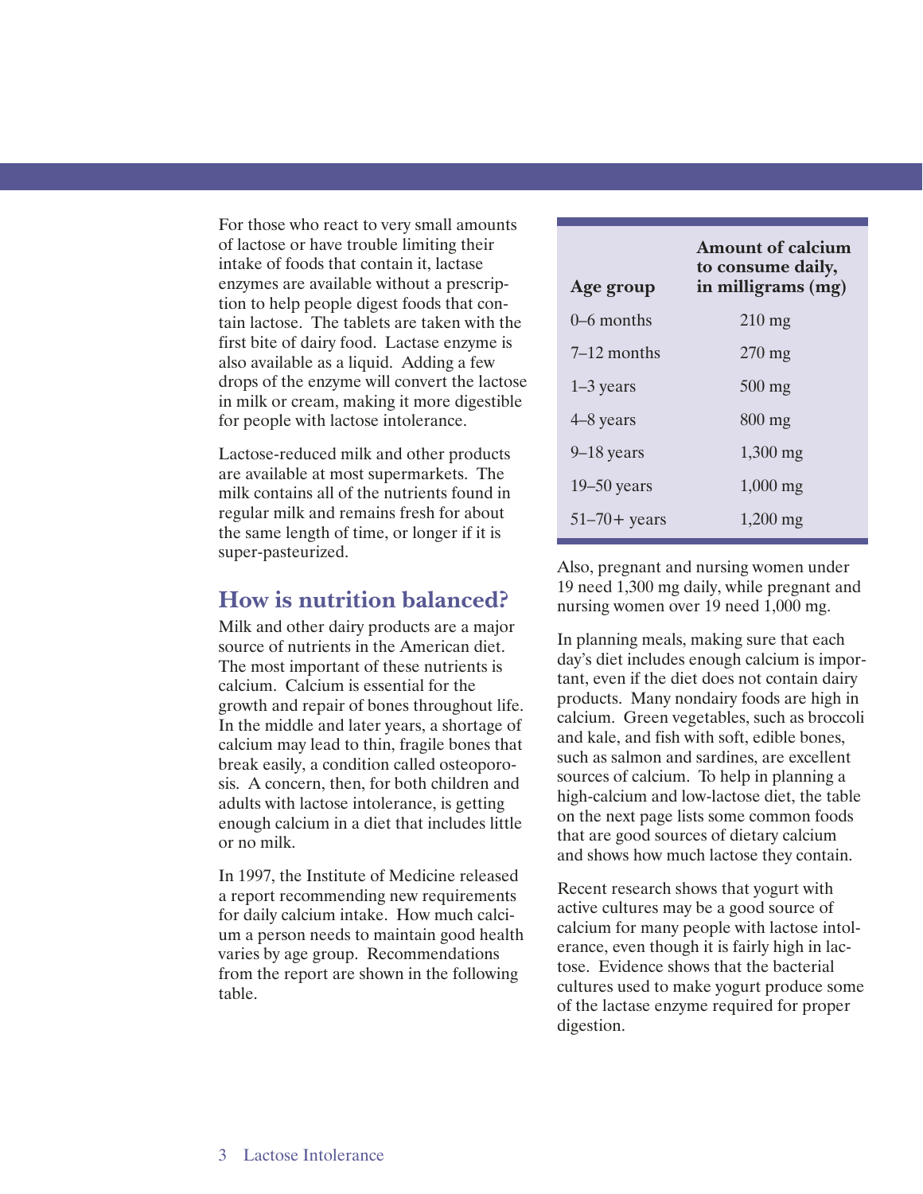For those who react to very small amounts of lactose or have trouble limiting their intake of foods that contain it, lactase enzymes are available without a prescription to help people digest foods that contain lactose. The tablets are taken with the first bite of dairy food. Lactase enzyme is also available as a liquid. Adding a few drops of the enzyme will convert the lactose in milk or cream, making it more digestible for people with lactose intolerance.

Lactose-reduced milk and other products are available at most supermarkets. The milk contains all of the nutrients found in regular milk and remains fresh for about the same length of time, or longer if it is super-pasteurized.

## How is nutrition balanced?

Milk and other dairy products are a major source of nutrients in the American diet. The most important of these nutrients is calcium. Calcium is essential for the growth and repair of bones throughout life. In the middle and later years, a shortage of calcium may lead to thin, fragile bones that break easily, a condition called osteoporosis. A concern, then, for both children and adults with lactose intolerance, is getting enough calcium in a diet that includes little or no milk.

In 1997, the Institute of Medicine released a report recommending new requirements for daily calcium intake. How much calcium a person needs to maintain good health varies by age group. Recommendations from the report are shown in the following table.

| Age group | Amount of calcium to consume daily, in milligrams (mg) |
|---|---|
| 0–6 months | 210 mg |
| 7–12 months | 270 mg |
| 1–3 years | 500 mg |
| 4–8 years | 800 mg |
| 9–18 years | 1,300 mg |
| 19–50 years | 1,000 mg |
| 51–70+ years | 1,200 mg |

Also, pregnant and nursing women under 19 need 1,300 mg daily, while pregnant and nursing women over 19 need 1,000 mg.

In planning meals, making sure that each day's diet includes enough calcium is important, even if the diet does not contain dairy products. Many nondairy foods are high in calcium. Green vegetables, such as broccoli and kale, and fish with soft, edible bones, such as salmon and sardines, are excellent sources of calcium. To help in planning a high-calcium and low-lactose diet, the table on the next page lists some common foods that are good sources of dietary calcium and shows how much lactose they contain.

Recent research shows that yogurt with active cultures may be a good source of calcium for many people with lactose intolerance, even though it is fairly high in lactose. Evidence shows that the bacterial cultures used to make yogurt produce some of the lactase enzyme required for proper digestion.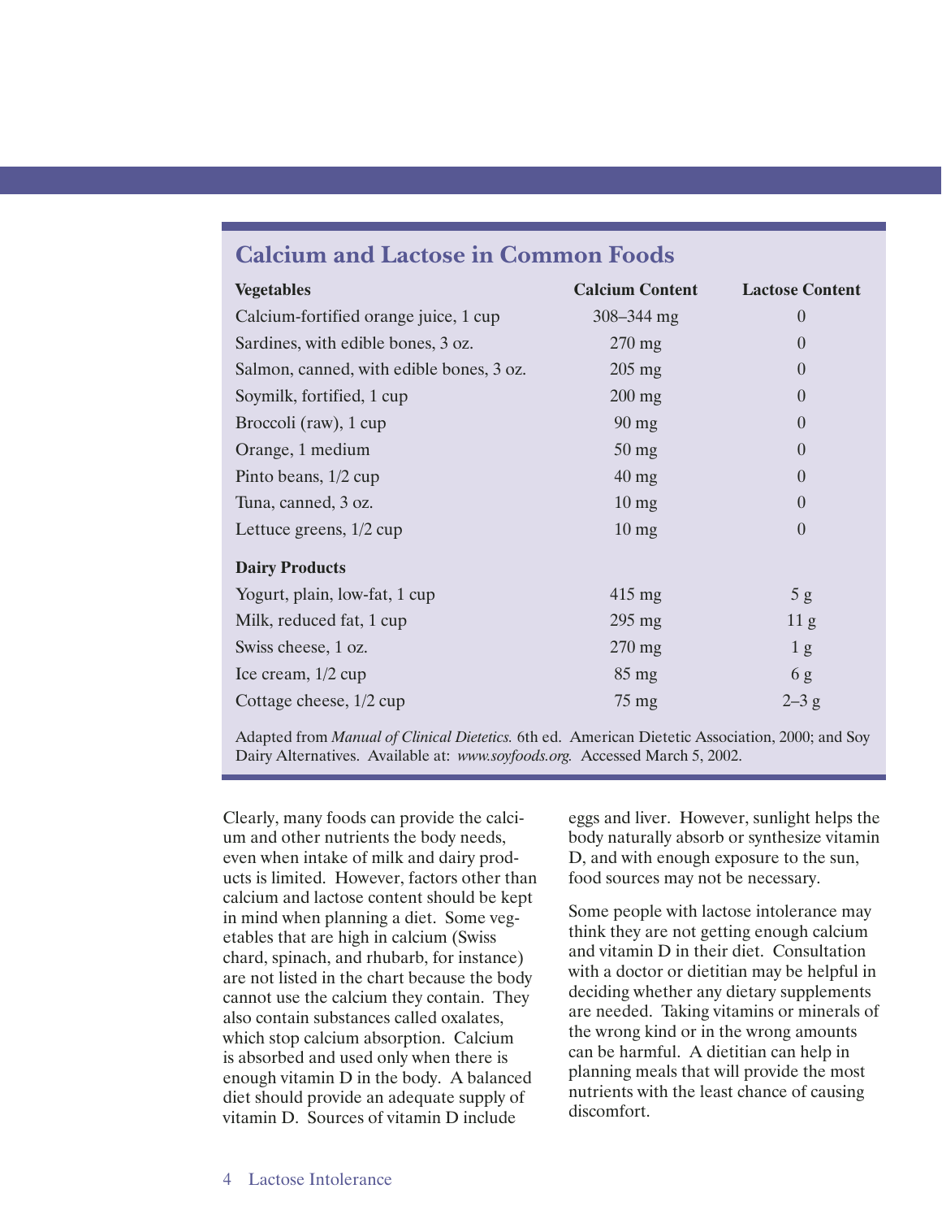## Calcium and Lactose in Common Foods

| Vegetables | Calcium Content | Lactose Content |
|---|---|---|
| Calcium-fortified orange juice, 1 cup | 308–344 mg | 0 |
| Sardines, with edible bones, 3 oz. | 270 mg | 0 |
| Salmon, canned, with edible bones, 3 oz. | 205 mg | 0 |
| Soymilk, fortified, 1 cup | 200 mg | 0 |
| Broccoli (raw), 1 cup | 90 mg | 0 |
| Orange, 1 medium | 50 mg | 0 |
| Pinto beans, 1/2 cup | 40 mg | 0 |
| Tuna, canned, 3 oz. | 10 mg | 0 |
| Lettuce greens, 1/2 cup | 10 mg | 0 |
| **Dairy Products** | | |
| Yogurt, plain, low-fat, 1 cup | 415 mg | 5 g |
| Milk, reduced fat, 1 cup | 295 mg | 11 g |
| Swiss cheese, 1 oz. | 270 mg | 1 g |
| Ice cream, 1/2 cup | 85 mg | 6 g |
| Cottage cheese, 1/2 cup | 75 mg | 2–3 g |

Adapted from *Manual of Clinical Dietetics.* 6th ed. American Dietetic Association, 2000; and Soy Dairy Alternatives. Available at: *www.soyfoods.org.* Accessed March 5, 2002.

Clearly, many foods can provide the calcium and other nutrients the body needs, even when intake of milk and dairy products is limited. However, factors other than calcium and lactose content should be kept in mind when planning a diet. Some vegetables that are high in calcium (Swiss chard, spinach, and rhubarb, for instance) are not listed in the chart because the body cannot use the calcium they contain. They also contain substances called oxalates, which stop calcium absorption. Calcium is absorbed and used only when there is enough vitamin D in the body. A balanced diet should provide an adequate supply of vitamin D. Sources of vitamin D include eggs and liver. However, sunlight helps the body naturally absorb or synthesize vitamin D, and with enough exposure to the sun, food sources may not be necessary.

Some people with lactose intolerance may think they are not getting enough calcium and vitamin D in their diet. Consultation with a doctor or dietitian may be helpful in deciding whether any dietary supplements are needed. Taking vitamins or minerals of the wrong kind or in the wrong amounts can be harmful. A dietitian can help in planning meals that will provide the most nutrients with the least chance of causing discomfort.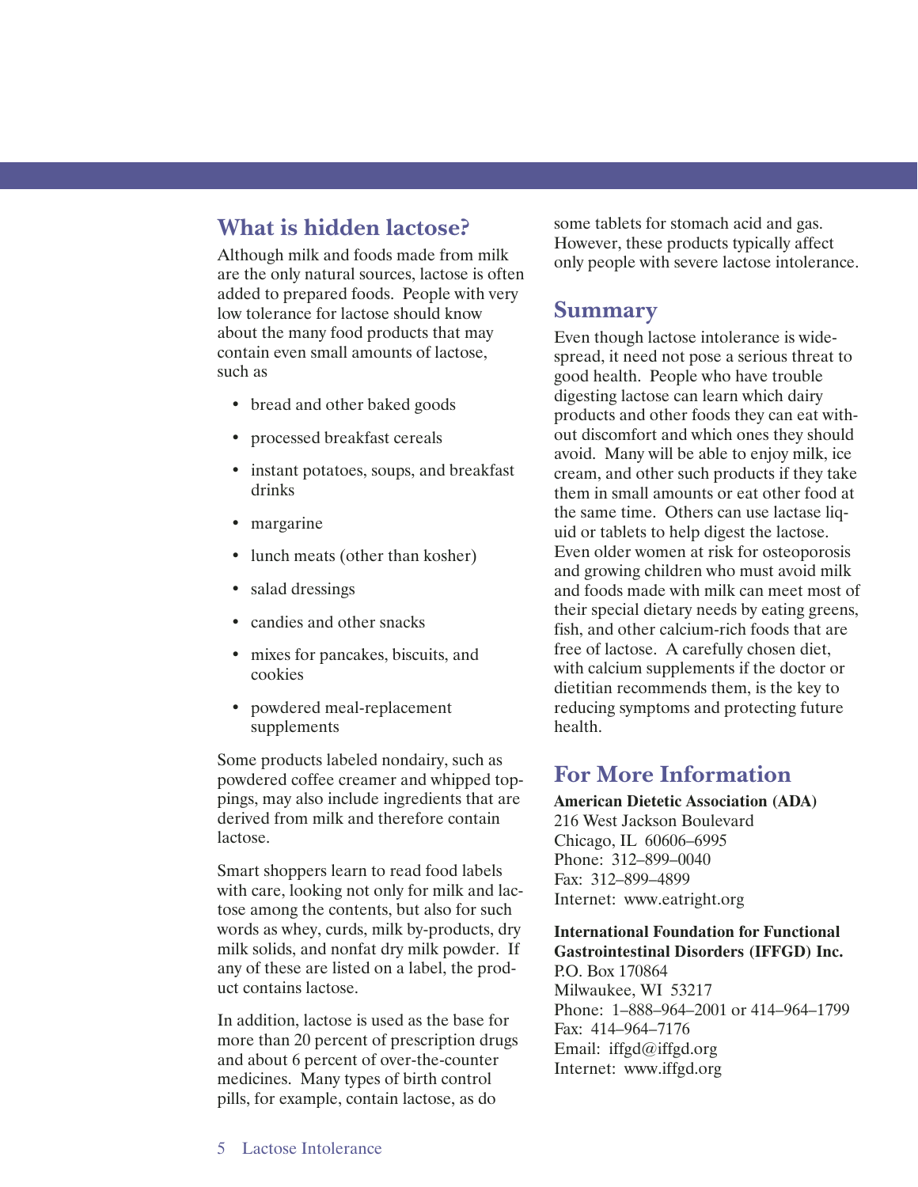## What is hidden lactose?

Although milk and foods made from milk are the only natural sources, lactose is often added to prepared foods. People with very low tolerance for lactose should know about the many food products that may contain even small amounts of lactose, such as

- bread and other baked goods
- processed breakfast cereals
- instant potatoes, soups, and breakfast drinks
- margarine
- lunch meats (other than kosher)
- salad dressings
- candies and other snacks
- mixes for pancakes, biscuits, and cookies
- powdered meal-replacement supplements

Some products labeled nondairy, such as powdered coffee creamer and whipped toppings, may also include ingredients that are derived from milk and therefore contain lactose.

Smart shoppers learn to read food labels with care, looking not only for milk and lactose among the contents, but also for such words as whey, curds, milk by-products, dry milk solids, and nonfat dry milk powder. If any of these are listed on a label, the product contains lactose.

In addition, lactose is used as the base for more than 20 percent of prescription drugs and about 6 percent of over-the-counter medicines. Many types of birth control pills, for example, contain lactose, as do some tablets for stomach acid and gas. However, these products typically affect only people with severe lactose intolerance.

## Summary

Even though lactose intolerance is widespread, it need not pose a serious threat to good health. People who have trouble digesting lactose can learn which dairy products and other foods they can eat without discomfort and which ones they should avoid. Many will be able to enjoy milk, ice cream, and other such products if they take them in small amounts or eat other food at the same time. Others can use lactase liquid or tablets to help digest the lactose. Even older women at risk for osteoporosis and growing children who must avoid milk and foods made with milk can meet most of their special dietary needs by eating greens, fish, and other calcium-rich foods that are free of lactose. A carefully chosen diet, with calcium supplements if the doctor or dietitian recommends them, is the key to reducing symptoms and protecting future health.

## For More Information

**American Dietetic Association (ADA)**
216 West Jackson Boulevard
Chicago, IL 60606–6995
Phone: 312–899–0040
Fax: 312–899–4899
Internet: www.eatright.org

**International Foundation for Functional Gastrointestinal Disorders (IFFGD) Inc.**
P.O. Box 170864
Milwaukee, WI 53217
Phone: 1–888–964–2001 or 414–964–1799
Fax: 414–964–7176
Email: iffgd@iffgd.org
Internet: www.iffgd.org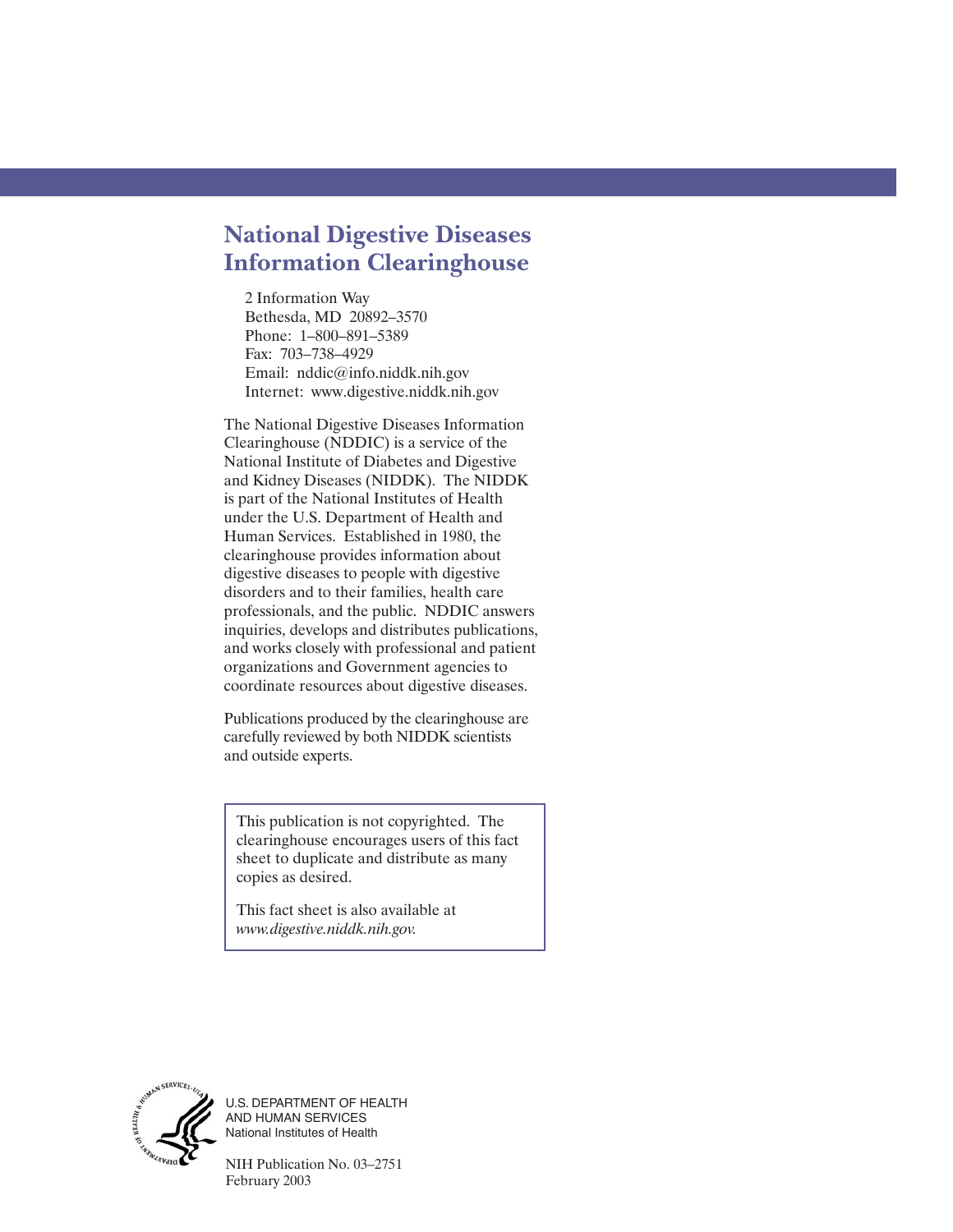## National Digestive Diseases Information Clearinghouse

2 Information Way
Bethesda, MD 20892–3570
Phone: 1–800–891–5389
Fax: 703–738–4929
Email: nddic@info.niddk.nih.gov
Internet: www.digestive.niddk.nih.gov

The National Digestive Diseases Information Clearinghouse (NDDIC) is a service of the National Institute of Diabetes and Digestive and Kidney Diseases (NIDDK). The NIDDK is part of the National Institutes of Health under the U.S. Department of Health and Human Services. Established in 1980, the clearinghouse provides information about digestive diseases to people with digestive disorders and to their families, health care professionals, and the public. NDDIC answers inquiries, develops and distributes publications, and works closely with professional and patient organizations and Government agencies to coordinate resources about digestive diseases.

Publications produced by the clearinghouse are carefully reviewed by both NIDDK scientists and outside experts.

This publication is not copyrighted. The clearinghouse encourages users of this fact sheet to duplicate and distribute as many copies as desired.

This fact sheet is also available at *www.digestive.niddk.nih.gov.*

U.S. DEPARTMENT OF HEALTH AND HUMAN SERVICES
National Institutes of Health

NIH Publication No. 03–2751
February 2003